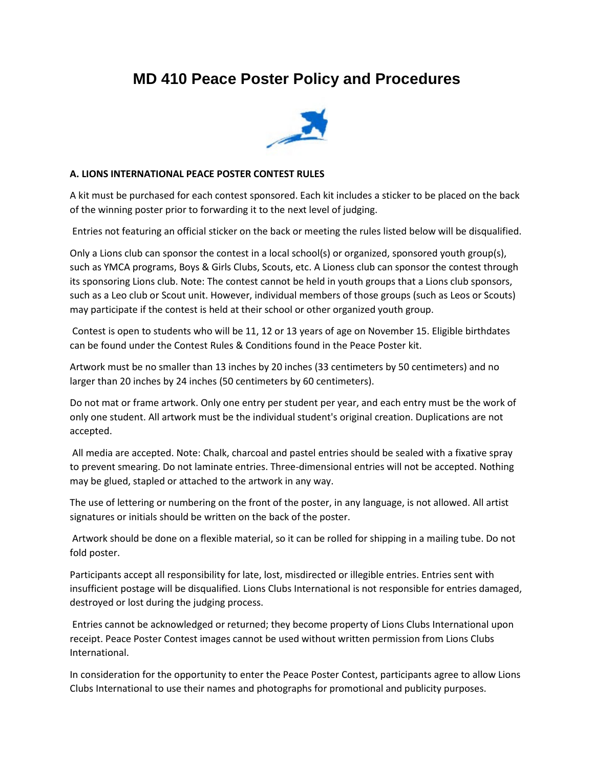# MD 410 Peace Poster Policy and Procedures

**A. LIONS INTERNATIONAL PEACE POSTER CONTEST RULES**

A kit must be purchased for each contest sponsored. Each kit includes a sticker to be placed on the back of the winning poster prior to forwarding it to the next level of judging.

Entries not featuring an official sticker on the back or meeting the rules listed below will be disqualified.

Only a Lions club can sponsor the contest in a local school(s) or organized, sponsored youth group(s), such as YMCA programs, Boys & Girls Clubs, Scouts, etc. A Lioness club can sponsor the contest through its sponsoring Lions club. Note: The contest cannot be held in youth groups that a Lions club sponsors, such as a Leo club or Scout unit. However, individual members of those groups (such as Leos or Scouts) may participate if the contest is held at their school or other organized youth group.

Contest is open to students who will be 11, 12 or 13 years of age on November 15. Eligible birthdates can be found under the Contest Rules & Conditions found in the Peace Poster kit.

Artwork must be no smaller than 13 inches by 20 inches (33 centimeters by 50 centimeters) and no larger than 20 inches by 24 inches (50 centimeters by 60 centimeters).

Do not mat or frame artwork. Only one entry per student per year, and each entry must be the work of only one student. All artwork must be the individual student's original creation. Duplications are not accepted.

All media are accepted. Note: Chalk, charcoal and pastel entries should be sealed with a fixative spray to prevent smearing. Do not laminate entries. Three-dimensional entries will not be accepted. Nothing may be glued, stapled or attached to the artwork in any way.

The use of lettering or numbering on the front of the poster, in any language, is not allowed. All artist signatures or initials should be written on the back of the poster.

Artwork should be done on a flexible material, so it can be rolled for shipping in a mailing tube. Do not fold poster.

Participants accept all responsibility for late, lost, misdirected or illegible entries. Entries sent with insufficient postage will be disqualified. Lions Clubs International is not responsible for entries damaged, destroyed or lost during the judging process.

Entries cannot be acknowledged or returned; they become property of Lions Clubs International upon receipt. Peace Poster Contest images cannot be used without written permission from Lions Clubs International.

In consideration for the opportunity to enter the Peace Poster Contest, participants agree to allow Lions Clubs International to use their names and photographs for promotional and publicity purposes.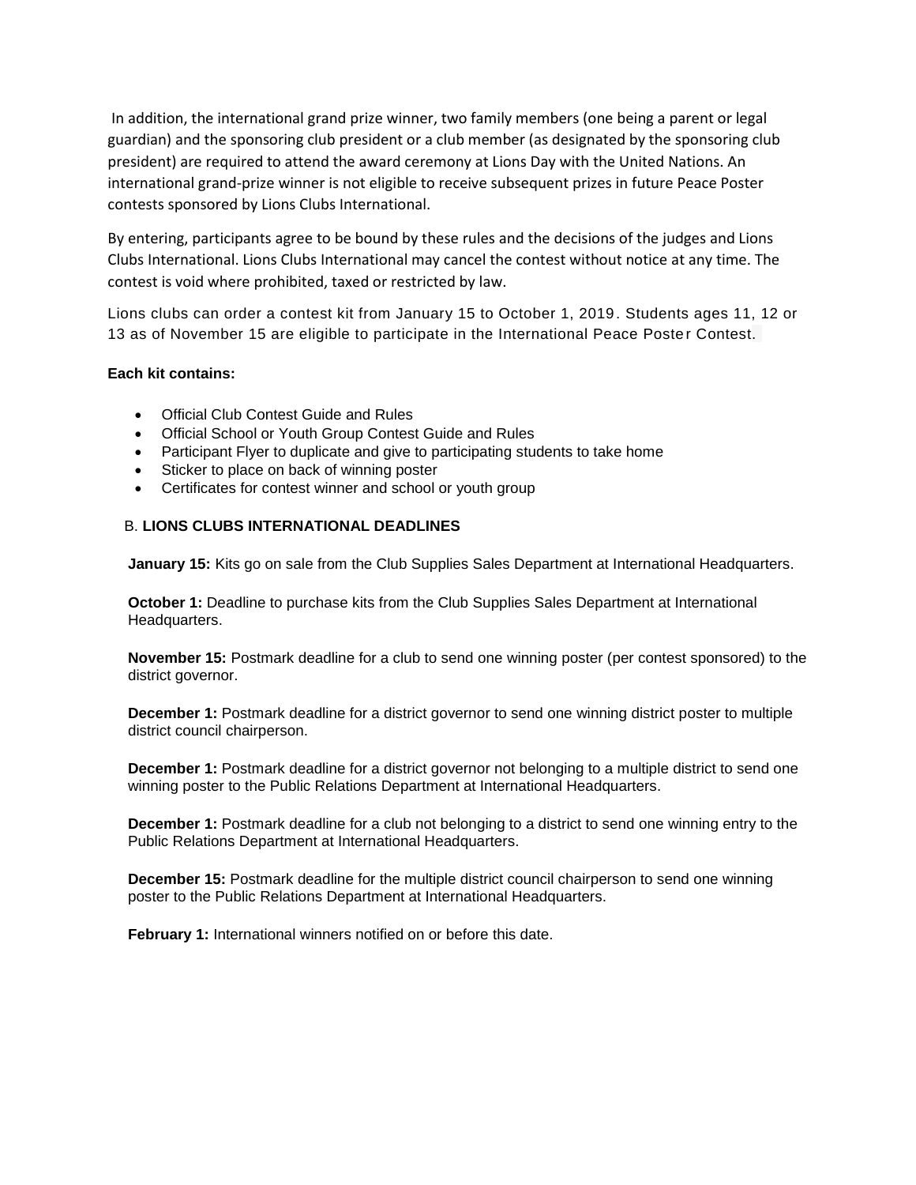In addition, the international grand prize winner, two family members (one being a parent or legal guardian) and the sponsoring club president or a club member (as designated by the sponsoring club president) are required to attend the award ceremony at Lions Day with the United Nations. An international grand-prize winner is not eligible to receive subsequent prizes in future Peace Poster contests sponsored by Lions Clubs International.

By entering, participants agree to be bound by these rules and the decisions of the judges and Lions Clubs International. Lions Clubs International may cancel the contest without notice at any time. The contest is void where prohibited, taxed or restricted by law.

Lions clubs can order a contest kit from January 15 to October 1, 2019. Students ages 11, 12 or 13 as of November 15 are eligible to participate in the International Peace Poster Contest.

**Each kit contains:**

- Official Club Contest Guide and Rules
- Official School or Youth Group Contest Guide and Rules
- Participant Flyer to duplicate and give to participating students to take home
- Sticker to place on back of winning poster
- Certificates for contest winner and school or youth group

### B. **LIONS CLUBS INTERNATIONAL DEADLINES**

**January 15:** Kits go on sale from the Club Supplies Sales Department at International Headquarters.

**October 1:** Deadline to purchase kits from the Club Supplies Sales Department at International Headquarters.

**November 15:** Postmark deadline for a club to send one winning poster (per contest sponsored) to the district governor.

**December 1:** Postmark deadline for a district governor to send one winning district poster to multiple district council chairperson.

**December 1:** Postmark deadline for a district governor not belonging to a multiple district to send one winning poster to the Public Relations Department at International Headquarters.

**December 1:** Postmark deadline for a club not belonging to a district to send one winning entry to the Public Relations Department at International Headquarters.

**December 15:** Postmark deadline for the multiple district council chairperson to send one winning poster to the Public Relations Department at International Headquarters.

**February 1:** International winners notified on or before this date.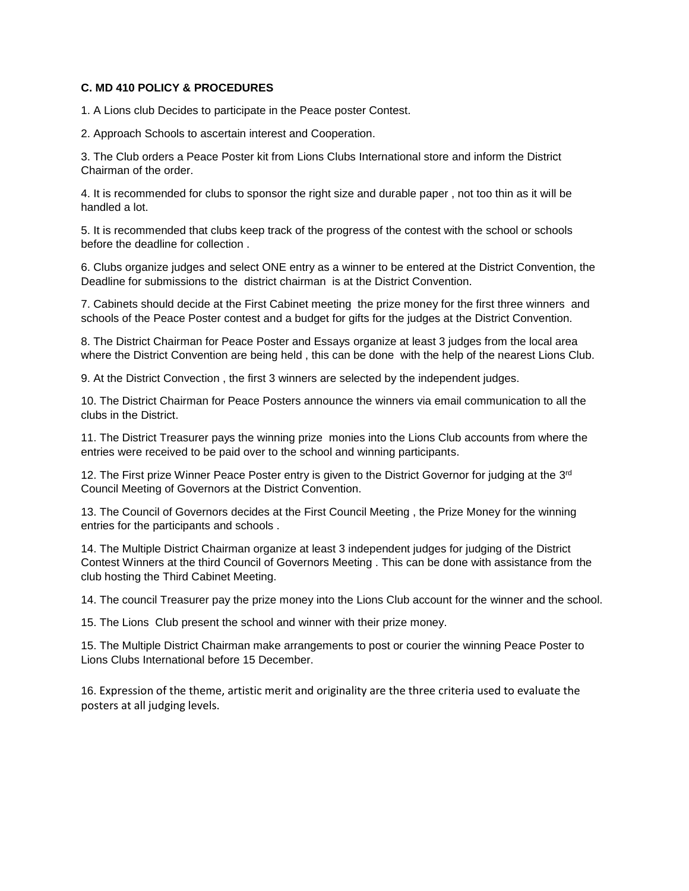**C. MD 410 POLICY & PROCEDURES**

1. A Lions club Decides to participate in the Peace poster Contest.

2. Approach Schools to ascertain interest and Cooperation.

3. The Club orders a Peace Poster kit from Lions Clubs International store and inform the District Chairman of the order.

4. It is recommended for clubs to sponsor the right size and durable paper , not too thin as it will be handled a lot.

5. It is recommended that clubs keep track of the progress of the contest with the school or schools before the deadline for collection .

6. Clubs organize judges and select ONE entry as a winner to be entered at the District Convention, the Deadline for submissions to the district chairman is at the District Convention.

7. Cabinets should decide at the First Cabinet meeting the prize money for the first three winners and schools of the Peace Poster contest and a budget for gifts for the judges at the District Convention.

8. The District Chairman for Peace Poster and Essays organize at least 3 judges from the local area where the District Convention are being held , this can be done with the help of the nearest Lions Club.

9. At the District Convection , the first 3 winners are selected by the independent judges.

10. The District Chairman for Peace Posters announce the winners via email communication to all the clubs in the District.

11. The District Treasurer pays the winning prize monies into the Lions Club accounts from where the entries were received to be paid over to the school and winning participants.

12. The First prize Winner Peace Poster entry is given to the District Governor for judging at the 3rd Council Meeting of Governors at the District Convention.

13. The Council of Governors decides at the First Council Meeting , the Prize Money for the winning entries for the participants and schools .

14. The Multiple District Chairman organize at least 3 independent judges for judging of the District Contest Winners at the third Council of Governors Meeting . This can be done with assistance from the club hosting the Third Cabinet Meeting.

14. The council Treasurer pay the prize money into the Lions Club account for the winner and the school.

15. The Lions Club present the school and winner with their prize money.

15. The Multiple District Chairman make arrangements to post or courier the winning Peace Poster to Lions Clubs International before 15 December.

16. Expression of the theme, artistic merit and originality are the three criteria used to evaluate the posters at all judging levels.